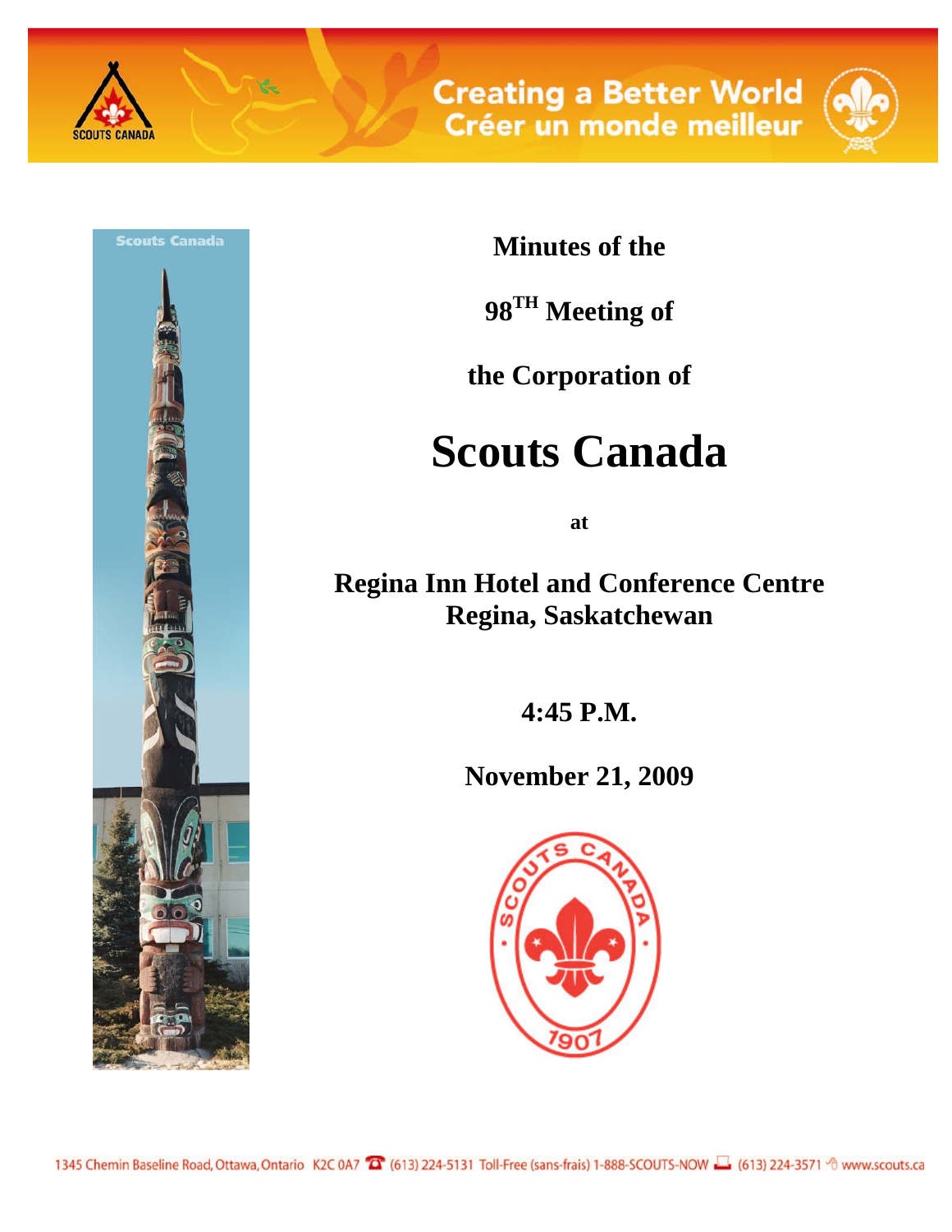Creating a Better World
Créer un monde meilleur

Scouts Canada

**Minutes of the**

**98TH Meeting of**

**the Corporation of**

# Scouts Canada

**at**

**Regina Inn Hotel and Conference Centre**
**Regina, Saskatchewan**

**4:45 P.M.**

**November 21, 2009**

1345 Chemin Baseline Road, Ottawa, Ontario K2C 0A7 (613) 224-5131 Toll-Free (sans-frais) 1-888-SCOUTS-NOW (613) 224-3571 www.scouts.ca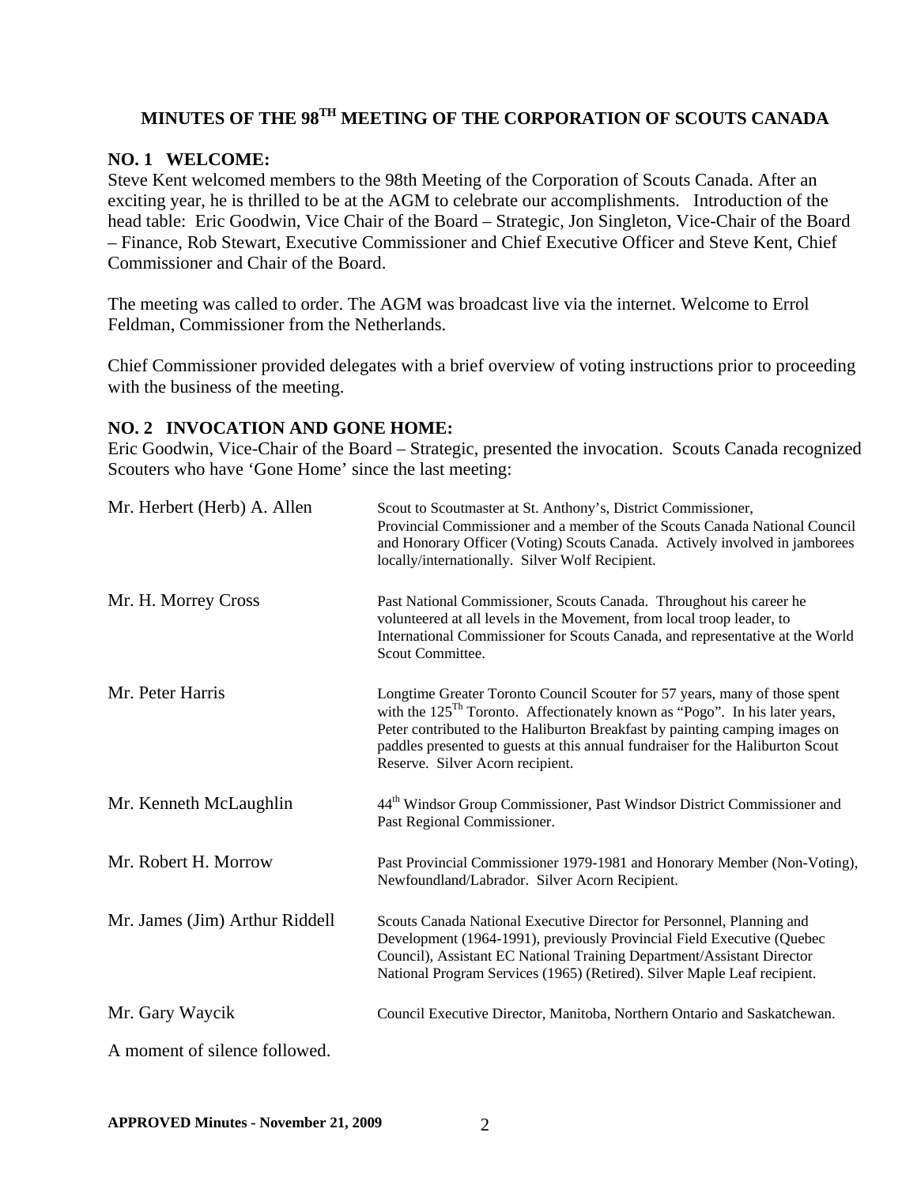# MINUTES OF THE 98TH MEETING OF THE CORPORATION OF SCOUTS CANADA

## NO. 1 WELCOME:

Steve Kent welcomed members to the 98th Meeting of the Corporation of Scouts Canada. After an exciting year, he is thrilled to be at the AGM to celebrate our accomplishments. Introduction of the head table: Eric Goodwin, Vice Chair of the Board – Strategic, Jon Singleton, Vice-Chair of the Board – Finance, Rob Stewart, Executive Commissioner and Chief Executive Officer and Steve Kent, Chief Commissioner and Chair of the Board.

The meeting was called to order. The AGM was broadcast live via the internet. Welcome to Errol Feldman, Commissioner from the Netherlands.

Chief Commissioner provided delegates with a brief overview of voting instructions prior to proceeding with the business of the meeting.

## NO. 2 INVOCATION AND GONE HOME:

Eric Goodwin, Vice-Chair of the Board – Strategic, presented the invocation. Scouts Canada recognized Scouters who have 'Gone Home' since the last meeting:

| | |
|---|---|
| Mr. Herbert (Herb) A. Allen | Scout to Scoutmaster at St. Anthony's, District Commissioner, Provincial Commissioner and a member of the Scouts Canada National Council and Honorary Officer (Voting) Scouts Canada. Actively involved in jamborees locally/internationally. Silver Wolf Recipient. |
| Mr. H. Morrey Cross | Past National Commissioner, Scouts Canada. Throughout his career he volunteered at all levels in the Movement, from local troop leader, to International Commissioner for Scouts Canada, and representative at the World Scout Committee. |
| Mr. Peter Harris | Longtime Greater Toronto Council Scouter for 57 years, many of those spent with the 125Th Toronto. Affectionately known as "Pogo". In his later years, Peter contributed to the Haliburton Breakfast by painting camping images on paddles presented to guests at this annual fundraiser for the Haliburton Scout Reserve. Silver Acorn recipient. |
| Mr. Kenneth McLaughlin | 44th Windsor Group Commissioner, Past Windsor District Commissioner and Past Regional Commissioner. |
| Mr. Robert H. Morrow | Past Provincial Commissioner 1979-1981 and Honorary Member (Non-Voting), Newfoundland/Labrador. Silver Acorn Recipient. |
| Mr. James (Jim) Arthur Riddell | Scouts Canada National Executive Director for Personnel, Planning and Development (1964-1991), previously Provincial Field Executive (Quebec Council), Assistant EC National Training Department/Assistant Director National Program Services (1965) (Retired). Silver Maple Leaf recipient. |
| Mr. Gary Waycik | Council Executive Director, Manitoba, Northern Ontario and Saskatchewan. |

A moment of silence followed.

**APPROVED Minutes - November 21, 2009**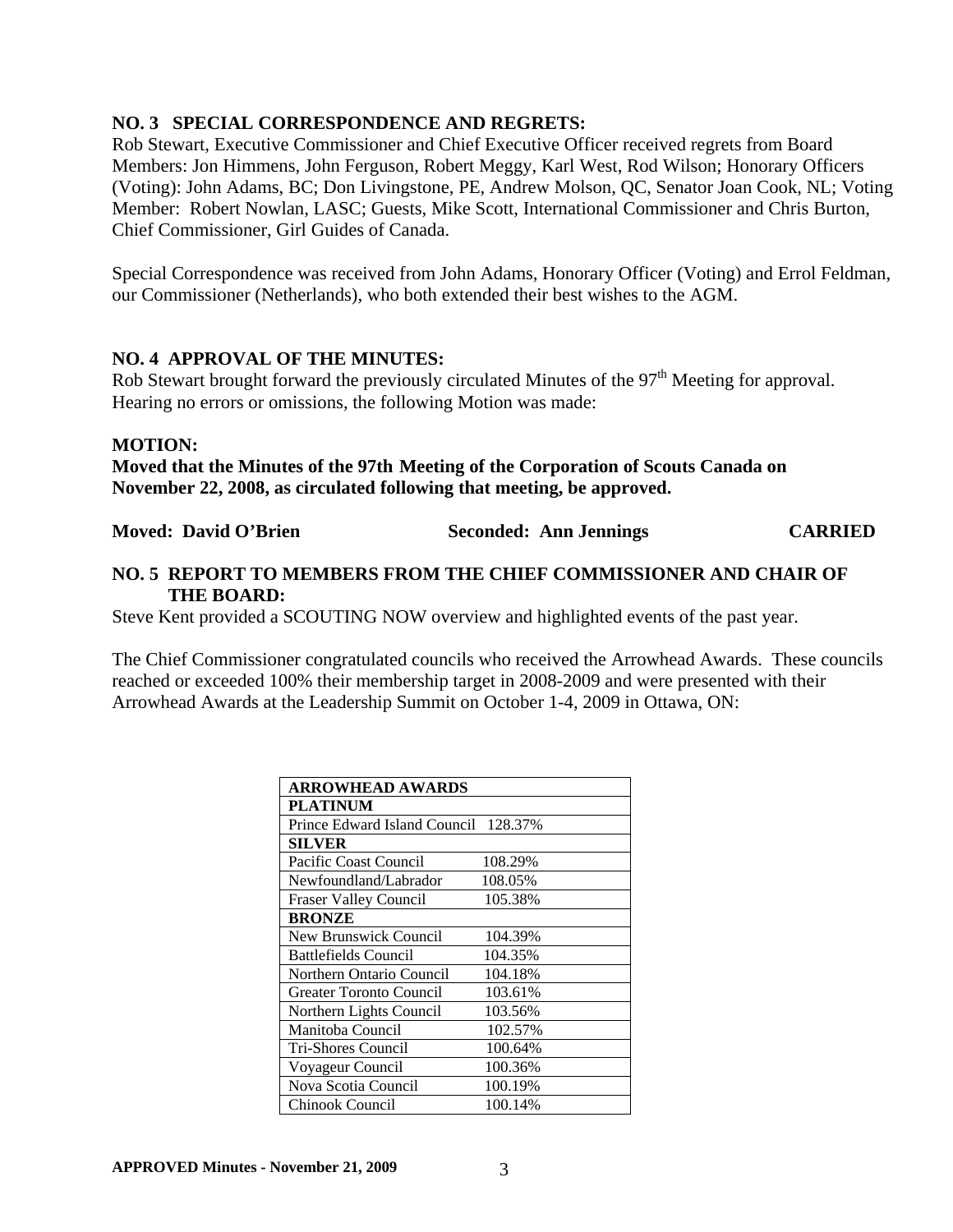### NO. 3 SPECIAL CORRESPONDENCE AND REGRETS:

Rob Stewart, Executive Commissioner and Chief Executive Officer received regrets from Board Members: Jon Himmens, John Ferguson, Robert Meggy, Karl West, Rod Wilson; Honorary Officers (Voting): John Adams, BC; Don Livingstone, PE, Andrew Molson, QC, Senator Joan Cook, NL; Voting Member: Robert Nowlan, LASC; Guests, Mike Scott, International Commissioner and Chris Burton, Chief Commissioner, Girl Guides of Canada.

Special Correspondence was received from John Adams, Honorary Officer (Voting) and Errol Feldman, our Commissioner (Netherlands), who both extended their best wishes to the AGM.

### NO. 4 APPROVAL OF THE MINUTES:

Rob Stewart brought forward the previously circulated Minutes of the 97th Meeting for approval. Hearing no errors or omissions, the following Motion was made:

**MOTION:**

**Moved that the Minutes of the 97th Meeting of the Corporation of Scouts Canada on November 22, 2008, as circulated following that meeting, be approved.**

**Moved: David O'Brien Seconded: Ann Jennings CARRIED**

### NO. 5 REPORT TO MEMBERS FROM THE CHIEF COMMISSIONER AND CHAIR OF THE BOARD:

Steve Kent provided a SCOUTING NOW overview and highlighted events of the past year.

The Chief Commissioner congratulated councils who received the Arrowhead Awards. These councils reached or exceeded 100% their membership target in 2008-2009 and were presented with their Arrowhead Awards at the Leadership Summit on October 1-4, 2009 in Ottawa, ON:

| **ARROWHEAD AWARDS** | |
|---|---|
| **PLATINUM** | |
| Prince Edward Island Council | 128.37% |
| **SILVER** | |
| Pacific Coast Council | 108.29% |
| Newfoundland/Labrador | 108.05% |
| Fraser Valley Council | 105.38% |
| **BRONZE** | |
| New Brunswick Council | 104.39% |
| Battlefields Council | 104.35% |
| Northern Ontario Council | 104.18% |
| Greater Toronto Council | 103.61% |
| Northern Lights Council | 103.56% |
| Manitoba Council | 102.57% |
| Tri-Shores Council | 100.64% |
| Voyageur Council | 100.36% |
| Nova Scotia Council | 100.19% |
| Chinook Council | 100.14% |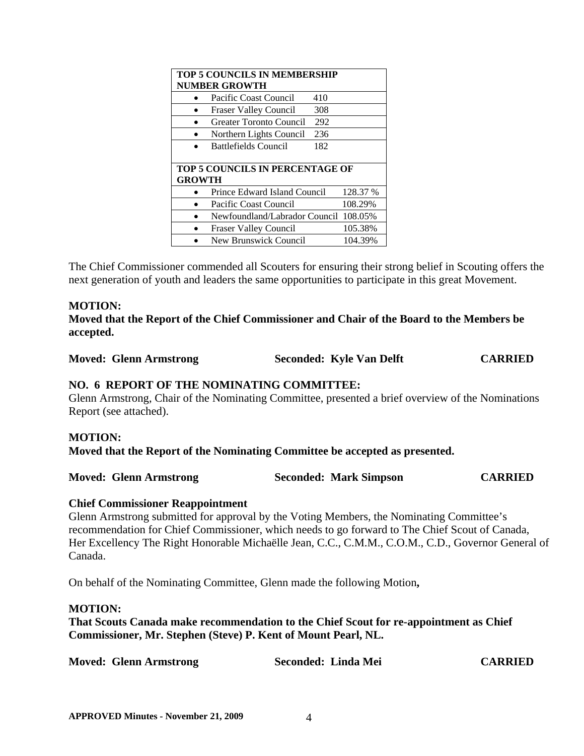| TOP 5 COUNCILS IN MEMBERSHIP NUMBER GROWTH | |
|---|---|
| Pacific Coast Council | 410 |
| Fraser Valley Council | 308 |
| Greater Toronto Council | 292 |
| Northern Lights Council | 236 |
| Battlefields Council | 182 |
| **TOP 5 COUNCILS IN PERCENTAGE OF GROWTH** | |
| Prince Edward Island Council | 128.37 % |
| Pacific Coast Council | 108.29% |
| Newfoundland/Labrador Council | 108.05% |
| Fraser Valley Council | 105.38% |
| New Brunswick Council | 104.39% |

The Chief Commissioner commended all Scouters for ensuring their strong belief in Scouting offers the next generation of youth and leaders the same opportunities to participate in this great Movement.

**MOTION:**
**Moved that the Report of the Chief Commissioner and Chair of the Board to the Members be accepted.**

**Moved: Glenn Armstrong** **Seconded: Kyle Van Delft** **CARRIED**

**NO. 6 REPORT OF THE NOMINATING COMMITTEE:**
Glenn Armstrong, Chair of the Nominating Committee, presented a brief overview of the Nominations Report (see attached).

**MOTION:**
**Moved that the Report of the Nominating Committee be accepted as presented.**

**Moved: Glenn Armstrong** **Seconded: Mark Simpson** **CARRIED**

**Chief Commissioner Reappointment**
Glenn Armstrong submitted for approval by the Voting Members, the Nominating Committee's recommendation for Chief Commissioner, which needs to go forward to The Chief Scout of Canada, Her Excellency The Right Honorable Michaëlle Jean, C.C., C.M.M., C.O.M., C.D., Governor General of Canada.

On behalf of the Nominating Committee, Glenn made the following Motion**,**

**MOTION:**
**That Scouts Canada make recommendation to the Chief Scout for re-appointment as Chief Commissioner, Mr. Stephen (Steve) P. Kent of Mount Pearl, NL.**

**Moved: Glenn Armstrong** **Seconded: Linda Mei** **CARRIED**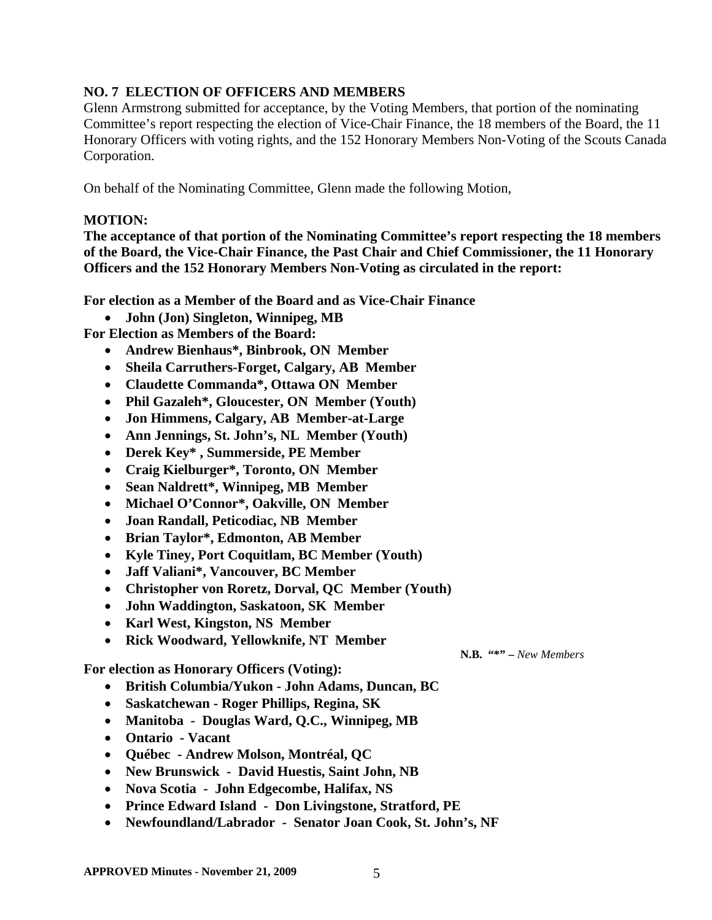## NO. 7 ELECTION OF OFFICERS AND MEMBERS

Glenn Armstrong submitted for acceptance, by the Voting Members, that portion of the nominating Committee's report respecting the election of Vice-Chair Finance, the 18 members of the Board, the 11 Honorary Officers with voting rights, and the 152 Honorary Members Non-Voting of the Scouts Canada Corporation.

On behalf of the Nominating Committee, Glenn made the following Motion,

**MOTION:**

**The acceptance of that portion of the Nominating Committee's report respecting the 18 members of the Board, the Vice-Chair Finance, the Past Chair and Chief Commissioner, the 11 Honorary Officers and the 152 Honorary Members Non-Voting as circulated in the report:**

**For election as a Member of the Board and as Vice-Chair Finance**

- **John (Jon) Singleton, Winnipeg, MB**

**For Election as Members of the Board:**

- **Andrew Bienhaus*, Binbrook, ON Member**
- **Sheila Carruthers-Forget, Calgary, AB Member**
- **Claudette Commanda*, Ottawa ON Member**
- **Phil Gazaleh*, Gloucester, ON Member (Youth)**
- **Jon Himmens, Calgary, AB Member-at-Large**
- **Ann Jennings, St. John's, NL Member (Youth)**
- **Derek Key* , Summerside, PE Member**
- **Craig Kielburger*, Toronto, ON Member**
- **Sean Naldrett*, Winnipeg, MB Member**
- **Michael O'Connor*, Oakville, ON Member**
- **Joan Randall, Peticodiac, NB Member**
- **Brian Taylor*, Edmonton, AB Member**
- **Kyle Tiney, Port Coquitlam, BC Member (Youth)**
- **Jaff Valiani*, Vancouver, BC Member**
- **Christopher von Roretz, Dorval, QC Member (Youth)**
- **John Waddington, Saskatoon, SK Member**
- **Karl West, Kingston, NS Member**
- **Rick Woodward, Yellowknife, NT Member**

**N.B. "*"** – *New Members*

**For election as Honorary Officers (Voting):**

- **British Columbia/Yukon - John Adams, Duncan, BC**
- **Saskatchewan - Roger Phillips, Regina, SK**
- **Manitoba - Douglas Ward, Q.C., Winnipeg, MB**
- **Ontario - Vacant**
- **Québec - Andrew Molson, Montréal, QC**
- **New Brunswick - David Huestis, Saint John, NB**
- **Nova Scotia - John Edgecombe, Halifax, NS**
- **Prince Edward Island - Don Livingstone, Stratford, PE**
- **Newfoundland/Labrador - Senator Joan Cook, St. John's, NF**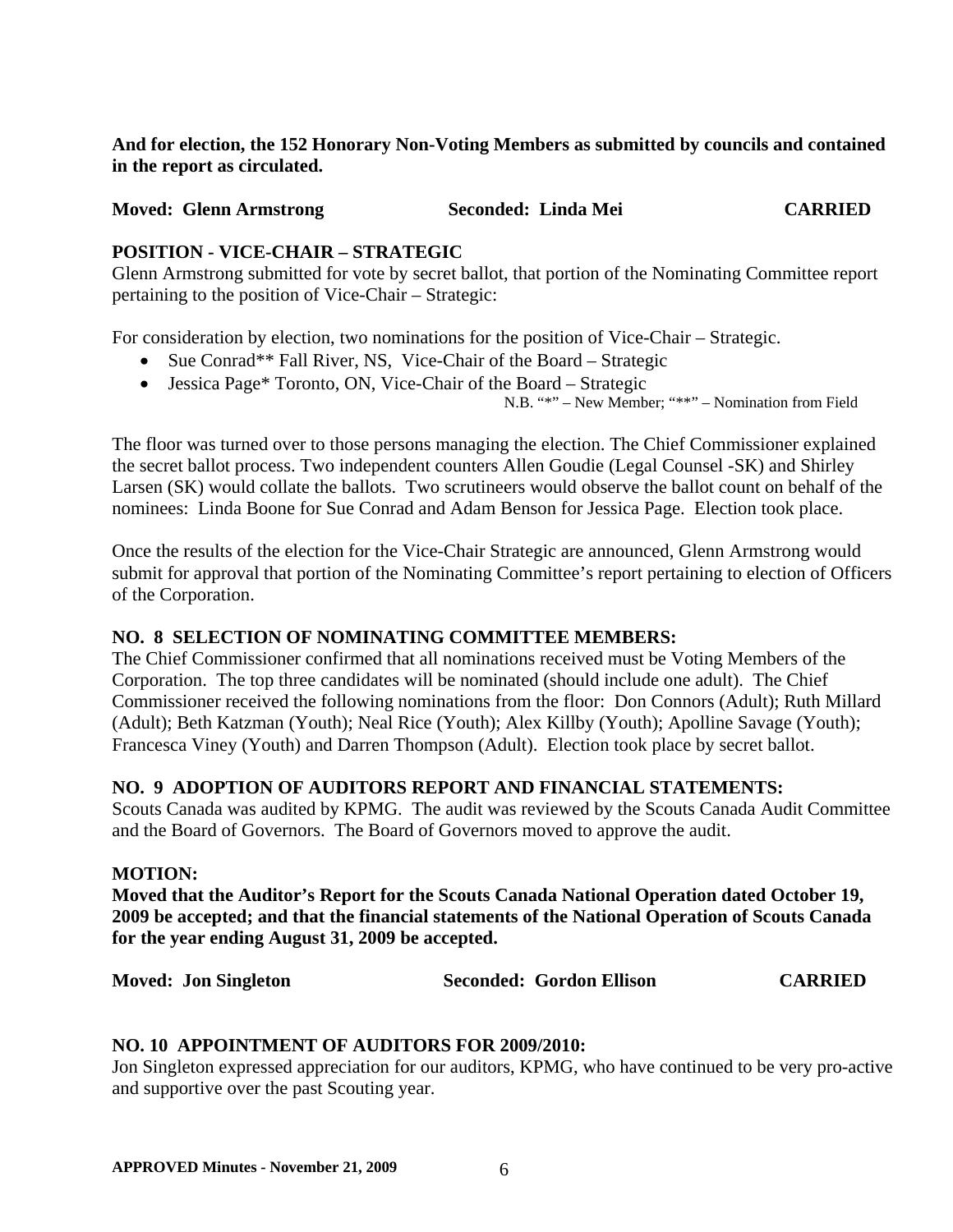**And for election, the 152 Honorary Non-Voting Members as submitted by councils and contained in the report as circulated.**

**Moved: Glenn Armstrong Seconded: Linda Mei CARRIED**

**POSITION - VICE-CHAIR – STRATEGIC**

Glenn Armstrong submitted for vote by secret ballot, that portion of the Nominating Committee report pertaining to the position of Vice-Chair – Strategic:

For consideration by election, two nominations for the position of Vice-Chair – Strategic.

- Sue Conrad** Fall River, NS, Vice-Chair of the Board – Strategic
- Jessica Page* Toronto, ON, Vice-Chair of the Board – Strategic

N.B. "*" – New Member; "**" – Nomination from Field

The floor was turned over to those persons managing the election. The Chief Commissioner explained the secret ballot process. Two independent counters Allen Goudie (Legal Counsel -SK) and Shirley Larsen (SK) would collate the ballots. Two scrutineers would observe the ballot count on behalf of the nominees: Linda Boone for Sue Conrad and Adam Benson for Jessica Page. Election took place.

Once the results of the election for the Vice-Chair Strategic are announced, Glenn Armstrong would submit for approval that portion of the Nominating Committee's report pertaining to election of Officers of the Corporation.

**NO. 8 SELECTION OF NOMINATING COMMITTEE MEMBERS:**

The Chief Commissioner confirmed that all nominations received must be Voting Members of the Corporation. The top three candidates will be nominated (should include one adult). The Chief Commissioner received the following nominations from the floor: Don Connors (Adult); Ruth Millard (Adult); Beth Katzman (Youth); Neal Rice (Youth); Alex Killby (Youth); Apolline Savage (Youth); Francesca Viney (Youth) and Darren Thompson (Adult). Election took place by secret ballot.

**NO. 9 ADOPTION OF AUDITORS REPORT AND FINANCIAL STATEMENTS:**

Scouts Canada was audited by KPMG. The audit was reviewed by the Scouts Canada Audit Committee and the Board of Governors. The Board of Governors moved to approve the audit.

**MOTION:**

**Moved that the Auditor's Report for the Scouts Canada National Operation dated October 19, 2009 be accepted; and that the financial statements of the National Operation of Scouts Canada for the year ending August 31, 2009 be accepted.**

**Moved: Jon Singleton Seconded: Gordon Ellison CARRIED**

**NO. 10 APPOINTMENT OF AUDITORS FOR 2009/2010:**

Jon Singleton expressed appreciation for our auditors, KPMG, who have continued to be very pro-active and supportive over the past Scouting year.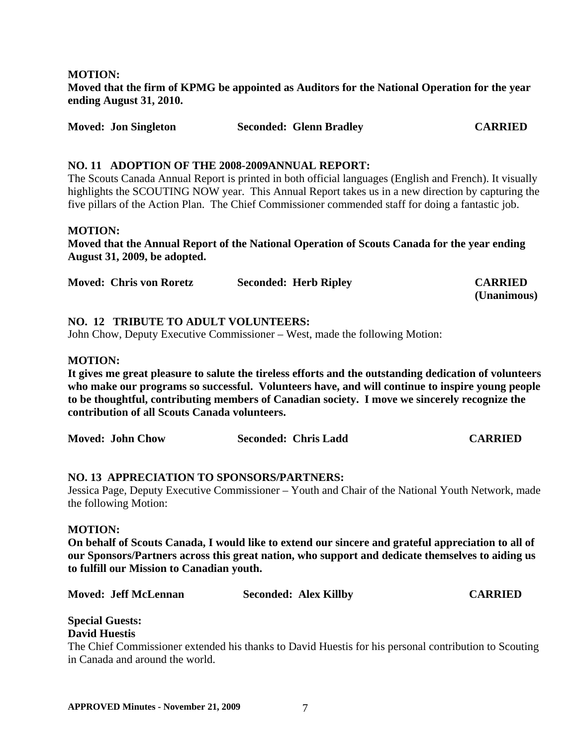**MOTION:**

**Moved that the firm of KPMG be appointed as Auditors for the National Operation for the year ending August 31, 2010.**

**Moved: Jon Singleton** **Seconded: Glenn Bradley** **CARRIED**

## NO. 11 ADOPTION OF THE 2008-2009ANNUAL REPORT:

The Scouts Canada Annual Report is printed in both official languages (English and French). It visually highlights the SCOUTING NOW year. This Annual Report takes us in a new direction by capturing the five pillars of the Action Plan. The Chief Commissioner commended staff for doing a fantastic job.

**MOTION:**

**Moved that the Annual Report of the National Operation of Scouts Canada for the year ending August 31, 2009, be adopted.**

**Moved: Chris von Roretz** **Seconded: Herb Ripley** **CARRIED (Unanimous)**

## NO. 12 TRIBUTE TO ADULT VOLUNTEERS:

John Chow, Deputy Executive Commissioner – West, made the following Motion:

**MOTION:**

**It gives me great pleasure to salute the tireless efforts and the outstanding dedication of volunteers who make our programs so successful. Volunteers have, and will continue to inspire young people to be thoughtful, contributing members of Canadian society. I move we sincerely recognize the contribution of all Scouts Canada volunteers.**

**Moved: John Chow** **Seconded: Chris Ladd** **CARRIED**

## NO. 13 APPRECIATION TO SPONSORS/PARTNERS:

Jessica Page, Deputy Executive Commissioner – Youth and Chair of the National Youth Network, made the following Motion:

**MOTION:**

**On behalf of Scouts Canada, I would like to extend our sincere and grateful appreciation to all of our Sponsors/Partners across this great nation, who support and dedicate themselves to aiding us to fulfill our Mission to Canadian youth.**

**Moved: Jeff McLennan** **Seconded: Alex Killby** **CARRIED**

**Special Guests:**

**David Huestis**

The Chief Commissioner extended his thanks to David Huestis for his personal contribution to Scouting in Canada and around the world.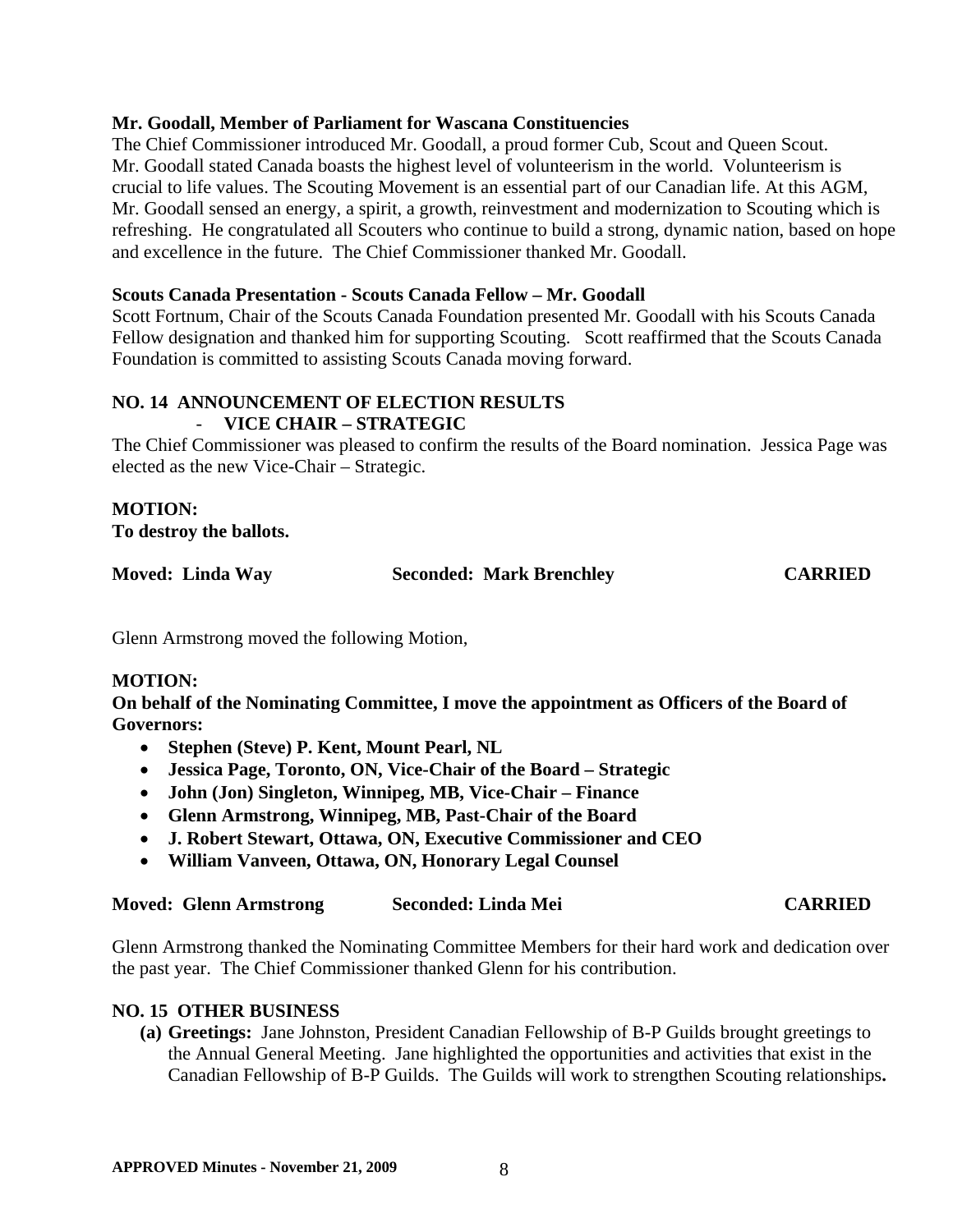**Mr. Goodall, Member of Parliament for Wascana Constituencies**

The Chief Commissioner introduced Mr. Goodall, a proud former Cub, Scout and Queen Scout. Mr. Goodall stated Canada boasts the highest level of volunteerism in the world. Volunteerism is crucial to life values. The Scouting Movement is an essential part of our Canadian life. At this AGM, Mr. Goodall sensed an energy, a spirit, a growth, reinvestment and modernization to Scouting which is refreshing. He congratulated all Scouters who continue to build a strong, dynamic nation, based on hope and excellence in the future. The Chief Commissioner thanked Mr. Goodall.

**Scouts Canada Presentation - Scouts Canada Fellow – Mr. Goodall**

Scott Fortnum, Chair of the Scouts Canada Foundation presented Mr. Goodall with his Scouts Canada Fellow designation and thanked him for supporting Scouting. Scott reaffirmed that the Scouts Canada Foundation is committed to assisting Scouts Canada moving forward.

## NO. 14 ANNOUNCEMENT OF ELECTION RESULTS
- **VICE CHAIR – STRATEGIC**

The Chief Commissioner was pleased to confirm the results of the Board nomination. Jessica Page was elected as the new Vice-Chair – Strategic.

**MOTION:**
**To destroy the ballots.**

**Moved: Linda Way** **Seconded: Mark Brenchley** **CARRIED**

Glenn Armstrong moved the following Motion,

**MOTION:**
**On behalf of the Nominating Committee, I move the appointment as Officers of the Board of Governors:**

- **Stephen (Steve) P. Kent, Mount Pearl, NL**
- **Jessica Page, Toronto, ON, Vice-Chair of the Board – Strategic**
- **John (Jon) Singleton, Winnipeg, MB, Vice-Chair – Finance**
- **Glenn Armstrong, Winnipeg, MB, Past-Chair of the Board**
- **J. Robert Stewart, Ottawa, ON, Executive Commissioner and CEO**
- **William Vanveen, Ottawa, ON, Honorary Legal Counsel**

**Moved: Glenn Armstrong** **Seconded: Linda Mei** **CARRIED**

Glenn Armstrong thanked the Nominating Committee Members for their hard work and dedication over the past year. The Chief Commissioner thanked Glenn for his contribution.

## NO. 15 OTHER BUSINESS

**(a) Greetings:** Jane Johnston, President Canadian Fellowship of B-P Guilds brought greetings to the Annual General Meeting. Jane highlighted the opportunities and activities that exist in the Canadian Fellowship of B-P Guilds. The Guilds will work to strengthen Scouting relationships**.**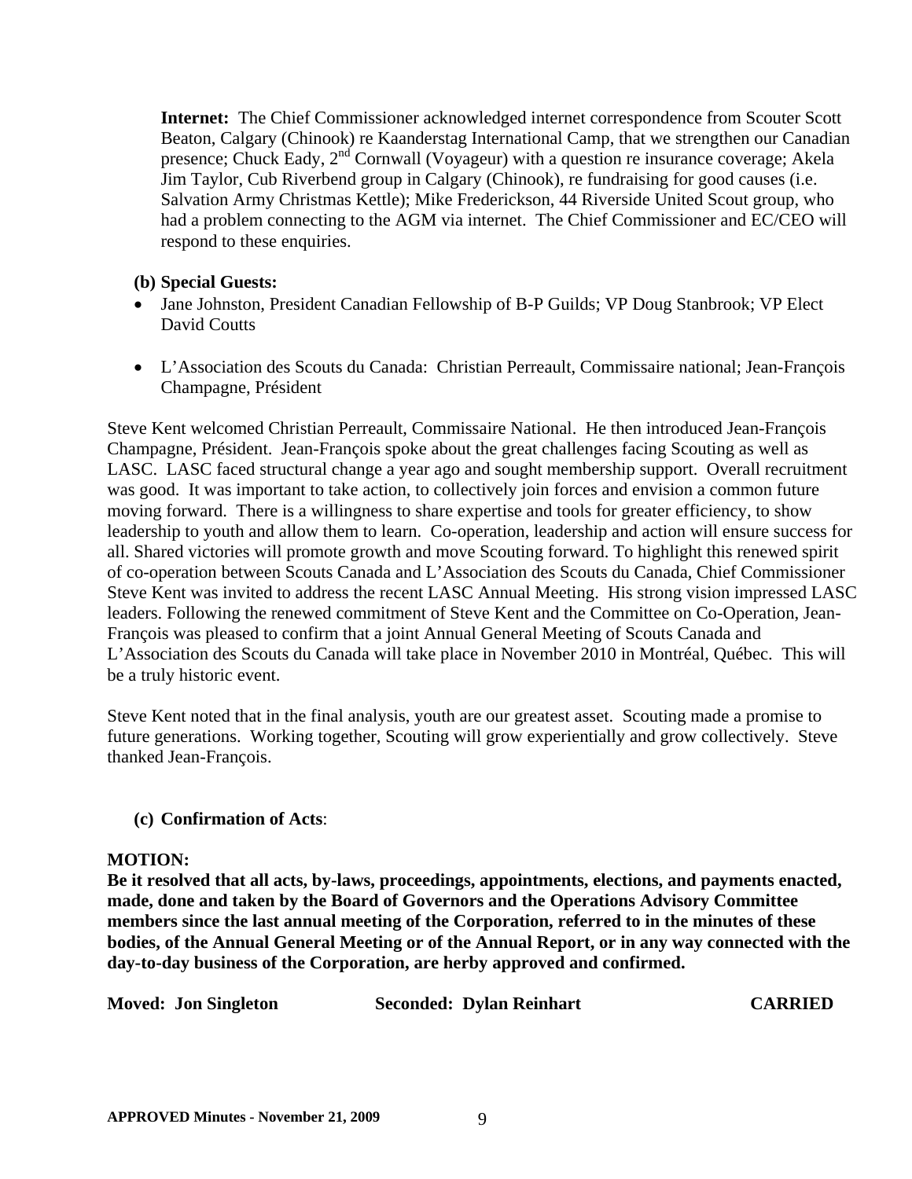**Internet:** The Chief Commissioner acknowledged internet correspondence from Scouter Scott Beaton, Calgary (Chinook) re Kaanderstag International Camp, that we strengthen our Canadian presence; Chuck Eady, 2nd Cornwall (Voyageur) with a question re insurance coverage; Akela Jim Taylor, Cub Riverbend group in Calgary (Chinook), re fundraising for good causes (i.e. Salvation Army Christmas Kettle); Mike Frederickson, 44 Riverside United Scout group, who had a problem connecting to the AGM via internet. The Chief Commissioner and EC/CEO will respond to these enquiries.

**(b) Special Guests:**

- Jane Johnston, President Canadian Fellowship of B-P Guilds; VP Doug Stanbrook; VP Elect David Coutts
- L'Association des Scouts du Canada: Christian Perreault, Commissaire national; Jean-François Champagne, Président

Steve Kent welcomed Christian Perreault, Commissaire National. He then introduced Jean-François Champagne, Président. Jean-François spoke about the great challenges facing Scouting as well as LASC. LASC faced structural change a year ago and sought membership support. Overall recruitment was good. It was important to take action, to collectively join forces and envision a common future moving forward. There is a willingness to share expertise and tools for greater efficiency, to show leadership to youth and allow them to learn. Co-operation, leadership and action will ensure success for all. Shared victories will promote growth and move Scouting forward. To highlight this renewed spirit of co-operation between Scouts Canada and L'Association des Scouts du Canada, Chief Commissioner Steve Kent was invited to address the recent LASC Annual Meeting. His strong vision impressed LASC leaders. Following the renewed commitment of Steve Kent and the Committee on Co-Operation, Jean-François was pleased to confirm that a joint Annual General Meeting of Scouts Canada and L'Association des Scouts du Canada will take place in November 2010 in Montréal, Québec. This will be a truly historic event.

Steve Kent noted that in the final analysis, youth are our greatest asset. Scouting made a promise to future generations. Working together, Scouting will grow experientially and grow collectively. Steve thanked Jean-François.

**(c) Confirmation of Acts**:

**MOTION:**
**Be it resolved that all acts, by-laws, proceedings, appointments, elections, and payments enacted, made, done and taken by the Board of Governors and the Operations Advisory Committee members since the last annual meeting of the Corporation, referred to in the minutes of these bodies, of the Annual General Meeting or of the Annual Report, or in any way connected with the day-to-day business of the Corporation, are herby approved and confirmed.**

**Moved: Jon Singleton** **Seconded: Dylan Reinhart** **CARRIED**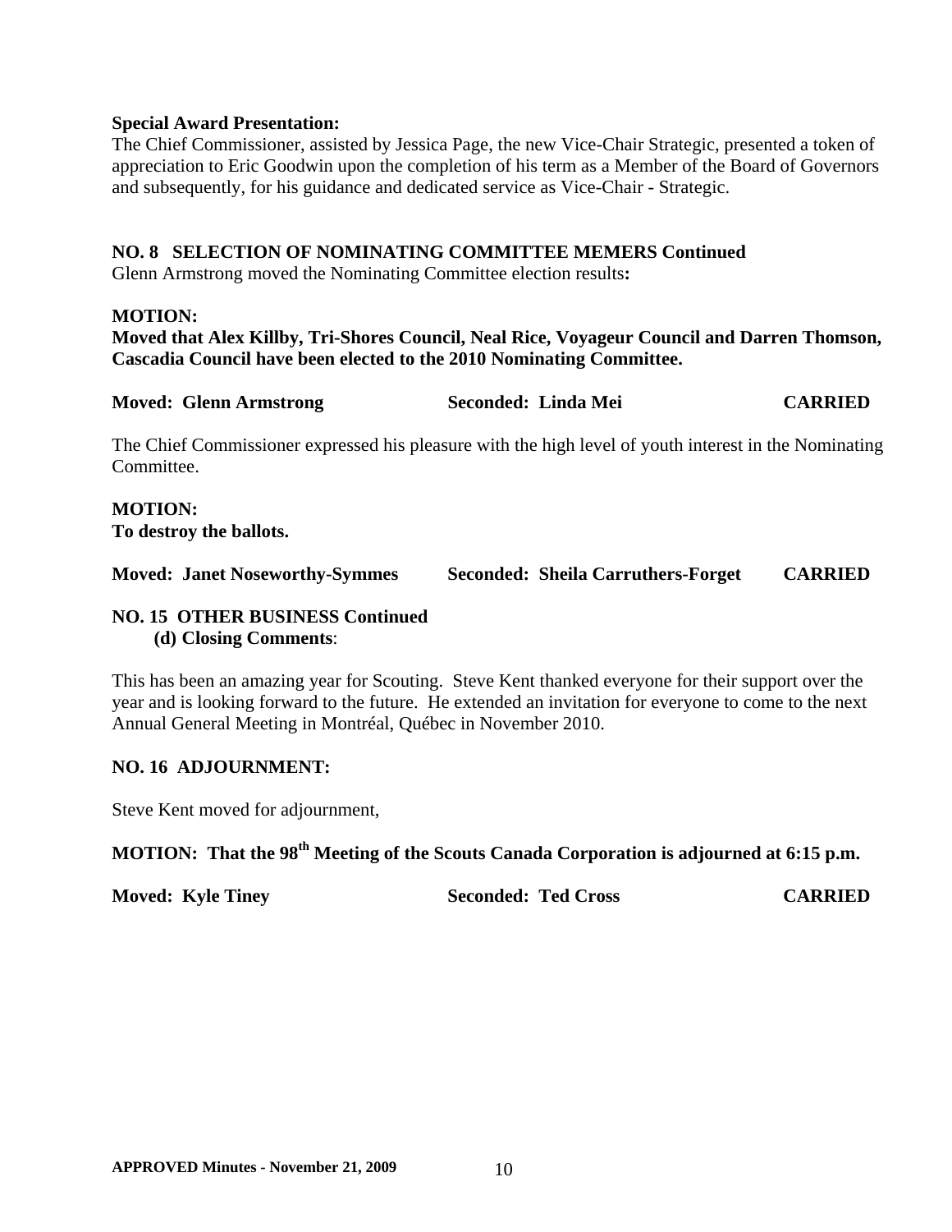**Special Award Presentation:**
The Chief Commissioner, assisted by Jessica Page, the new Vice-Chair Strategic, presented a token of appreciation to Eric Goodwin upon the completion of his term as a Member of the Board of Governors and subsequently, for his guidance and dedicated service as Vice-Chair - Strategic.

**NO. 8 SELECTION OF NOMINATING COMMITTEE MEMERS Continued**
Glenn Armstrong moved the Nominating Committee election results**:**

**MOTION:**
**Moved that Alex Killby, Tri-Shores Council, Neal Rice, Voyageur Council and Darren Thomson, Cascadia Council have been elected to the 2010 Nominating Committee.**

**Moved: Glenn Armstrong** **Seconded: Linda Mei** **CARRIED**

The Chief Commissioner expressed his pleasure with the high level of youth interest in the Nominating Committee.

**MOTION:**
**To destroy the ballots.**

**Moved: Janet Noseworthy-Symmes** **Seconded: Sheila Carruthers-Forget** **CARRIED**

**NO. 15 OTHER BUSINESS Continued**
**(d) Closing Comments**:

This has been an amazing year for Scouting. Steve Kent thanked everyone for their support over the year and is looking forward to the future. He extended an invitation for everyone to come to the next Annual General Meeting in Montréal, Québec in November 2010.

**NO. 16 ADJOURNMENT:**

Steve Kent moved for adjournment,

**MOTION: That the 98th Meeting of the Scouts Canada Corporation is adjourned at 6:15 p.m.**

**Moved: Kyle Tiney** **Seconded: Ted Cross** **CARRIED**

**APPROVED Minutes - November 21, 2009**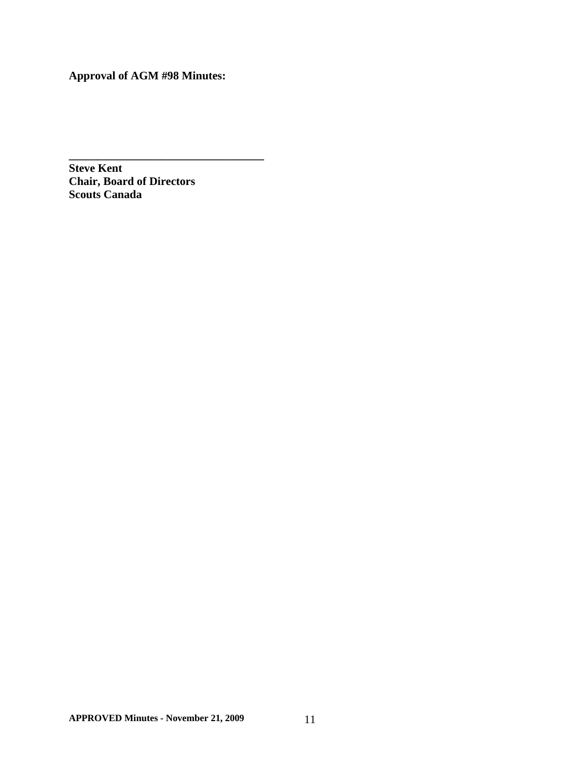**Approval of AGM #98 Minutes:**

\_\_\_\_\_\_\_\_\_\_\_\_\_\_\_\_\_\_\_\_\_\_\_\_\_\_\_\_\_\_\_\_\_\_

**Steve Kent**
**Chair, Board of Directors**
**Scouts Canada**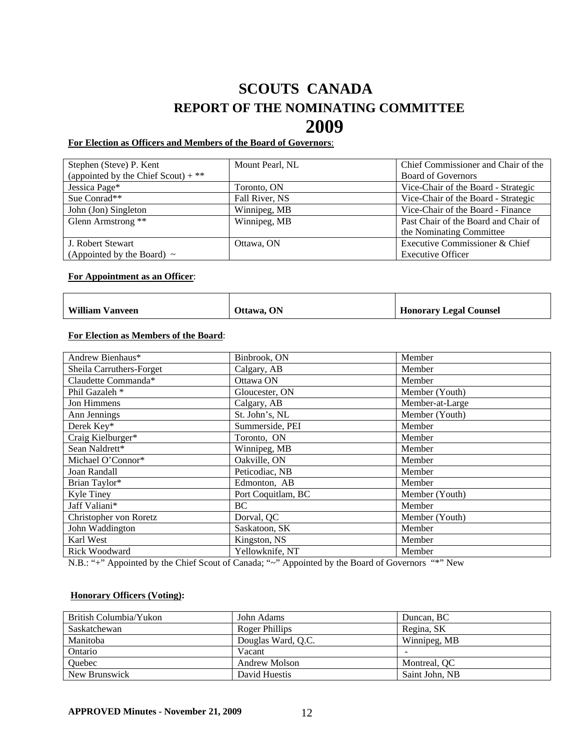# SCOUTS CANADA

## REPORT OF THE NOMINATING COMMITTEE

## 2009

**For Election as Officers and Members of the Board of Governors**:

| | | |
|---|---|---|
| Stephen (Steve) P. Kent (appointed by the Chief Scout) + ** | Mount Pearl, NL | Chief Commissioner and Chair of the Board of Governors |
| Jessica Page* | Toronto, ON | Vice-Chair of the Board - Strategic |
| Sue Conrad** | Fall River, NS | Vice-Chair of the Board - Strategic |
| John (Jon) Singleton | Winnipeg, MB | Vice-Chair of the Board - Finance |
| Glenn Armstrong ** | Winnipeg, MB | Past Chair of the Board and Chair of the Nominating Committee |
| J. Robert Stewart (Appointed by the Board) ~ | Ottawa, ON | Executive Commissioner & Chief Executive Officer |

**For Appointment as an Officer**:

| | | |
|---|---|---|
| **William Vanveen** | **Ottawa, ON** | **Honorary Legal Counsel** |

**For Election as Members of the Board**:

| | | |
|---|---|---|
| Andrew Bienhaus* | Binbrook, ON | Member |
| Sheila Carruthers-Forget | Calgary, AB | Member |
| Claudette Commanda* | Ottawa ON | Member |
| Phil Gazaleh * | Gloucester, ON | Member (Youth) |
| Jon Himmens | Calgary, AB | Member-at-Large |
| Ann Jennings | St. John's, NL | Member (Youth) |
| Derek Key* | Summerside, PEI | Member |
| Craig Kielburger* | Toronto, ON | Member |
| Sean Naldrett* | Winnipeg, MB | Member |
| Michael O'Connor* | Oakville, ON | Member |
| Joan Randall | Peticodiac, NB | Member |
| Brian Taylor* | Edmonton, AB | Member |
| Kyle Tiney | Port Coquitlam, BC | Member (Youth) |
| Jaff Valiani* | BC | Member |
| Christopher von Roretz | Dorval, QC | Member (Youth) |
| John Waddington | Saskatoon, SK | Member |
| Karl West | Kingston, NS | Member |
| Rick Woodward | Yellowknife, NT | Member |

N.B.: "+" Appointed by the Chief Scout of Canada; "~" Appointed by the Board of Governors "*" New

**Honorary Officers (Voting):**

| | | |
|---|---|---|
| British Columbia/Yukon | John Adams | Duncan, BC |
| Saskatchewan | Roger Phillips | Regina, SK |
| Manitoba | Douglas Ward, Q.C. | Winnipeg, MB |
| Ontario | Vacant | - |
| Quebec | Andrew Molson | Montreal, QC |
| New Brunswick | David Huestis | Saint John, NB |

**APPROVED Minutes - November 21, 2009**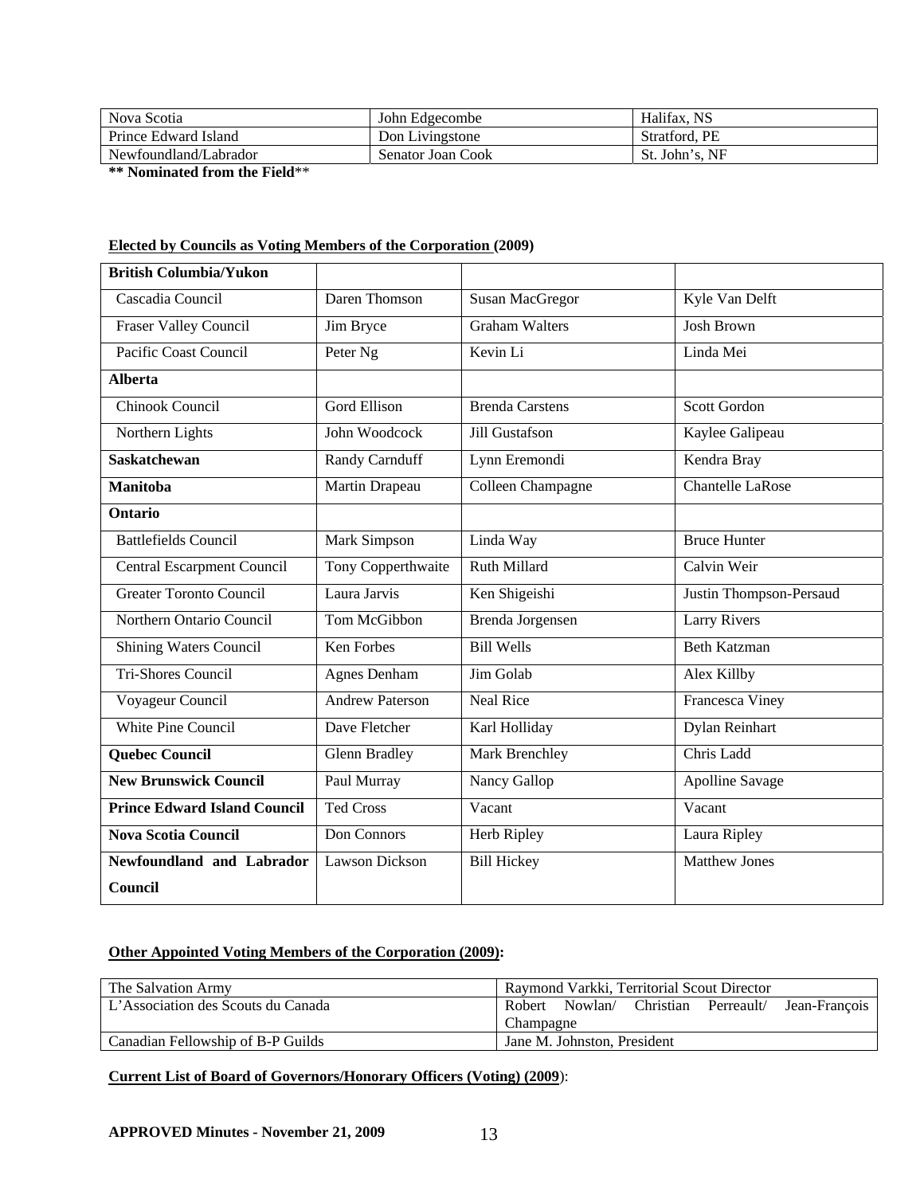| | | |
|---|---|---|
| Nova Scotia | John Edgecombe | Halifax, NS |
| Prince Edward Island | Don Livingstone | Stratford, PE |
| Newfoundland/Labrador | Senator Joan Cook | St. John's, NF |

**** Nominated from the Field****

**Elected by Councils as Voting Members of the Corporation (2009)**

| | | | |
|---|---|---|---|
| **British Columbia/Yukon** | | | |
| Cascadia Council | Daren Thomson | Susan MacGregor | Kyle Van Delft |
| Fraser Valley Council | Jim Bryce | Graham Walters | Josh Brown |
| Pacific Coast Council | Peter Ng | Kevin Li | Linda Mei |
| **Alberta** | | | |
| Chinook Council | Gord Ellison | Brenda Carstens | Scott Gordon |
| Northern Lights | John Woodcock | Jill Gustafson | Kaylee Galipeau |
| **Saskatchewan** | Randy Carnduff | Lynn Eremondi | Kendra Bray |
| **Manitoba** | Martin Drapeau | Colleen Champagne | Chantelle LaRose |
| **Ontario** | | | |
| Battlefields Council | Mark Simpson | Linda Way | Bruce Hunter |
| Central Escarpment Council | Tony Copperthwaite | Ruth Millard | Calvin Weir |
| Greater Toronto Council | Laura Jarvis | Ken Shigeishi | Justin Thompson-Persaud |
| Northern Ontario Council | Tom McGibbon | Brenda Jorgensen | Larry Rivers |
| Shining Waters Council | Ken Forbes | Bill Wells | Beth Katzman |
| Tri-Shores Council | Agnes Denham | Jim Golab | Alex Killby |
| Voyageur Council | Andrew Paterson | Neal Rice | Francesca Viney |
| White Pine Council | Dave Fletcher | Karl Holliday | Dylan Reinhart |
| **Quebec Council** | Glenn Bradley | Mark Brenchley | Chris Ladd |
| **New Brunswick Council** | Paul Murray | Nancy Gallop | Apolline Savage |
| **Prince Edward Island Council** | Ted Cross | Vacant | Vacant |
| **Nova Scotia Council** | Don Connors | Herb Ripley | Laura Ripley |
| **Newfoundland and Labrador Council** | Lawson Dickson | Bill Hickey | Matthew Jones |

**Other Appointed Voting Members of the Corporation (2009):**

| | |
|---|---|
| The Salvation Army | Raymond Varkki, Territorial Scout Director |
| L'Association des Scouts du Canada | Robert Nowlan/ Christian Perreault/ Jean-François Champagne |
| Canadian Fellowship of B-P Guilds | Jane M. Johnston, President |

**Current List of Board of Governors/Honorary Officers (Voting) (2009)**: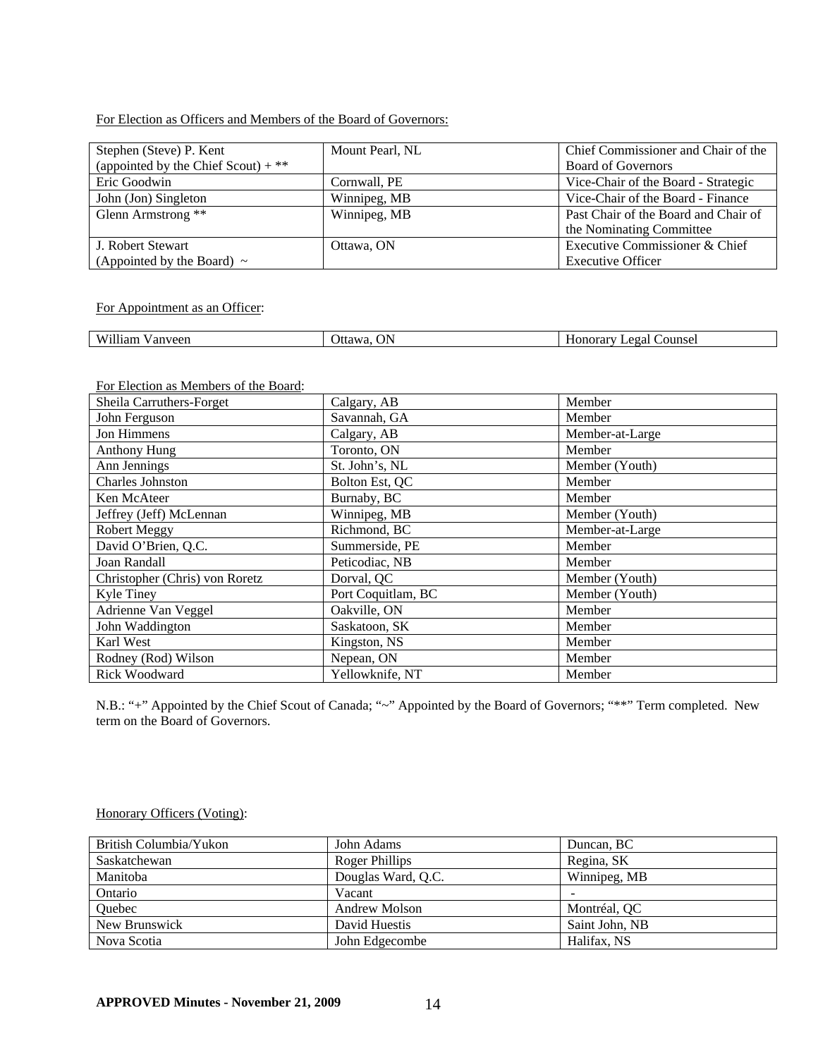For Election as Officers and Members of the Board of Governors:

| | | |
|---|---|---|
| Stephen (Steve) P. Kent (appointed by the Chief Scout) + ** | Mount Pearl, NL | Chief Commissioner and Chair of the Board of Governors |
| Eric Goodwin | Cornwall, PE | Vice-Chair of the Board - Strategic |
| John (Jon) Singleton | Winnipeg, MB | Vice-Chair of the Board - Finance |
| Glenn Armstrong ** | Winnipeg, MB | Past Chair of the Board and Chair of the Nominating Committee |
| J. Robert Stewart (Appointed by the Board) ~ | Ottawa, ON | Executive Commissioner & Chief Executive Officer |

For Appointment as an Officer:

| | | |
|---|---|---|
| William Vanveen | Ottawa, ON | Honorary Legal Counsel |

For Election as Members of the Board:

| | | |
|---|---|---|
| Sheila Carruthers-Forget | Calgary, AB | Member |
| John Ferguson | Savannah, GA | Member |
| Jon Himmens | Calgary, AB | Member-at-Large |
| Anthony Hung | Toronto, ON | Member |
| Ann Jennings | St. John's, NL | Member (Youth) |
| Charles Johnston | Bolton Est, QC | Member |
| Ken McAteer | Burnaby, BC | Member |
| Jeffrey (Jeff) McLennan | Winnipeg, MB | Member (Youth) |
| Robert Meggy | Richmond, BC | Member-at-Large |
| David O'Brien, Q.C. | Summerside, PE | Member |
| Joan Randall | Peticodiac, NB | Member |
| Christopher (Chris) von Roretz | Dorval, QC | Member (Youth) |
| Kyle Tiney | Port Coquitlam, BC | Member (Youth) |
| Adrienne Van Veggel | Oakville, ON | Member |
| John Waddington | Saskatoon, SK | Member |
| Karl West | Kingston, NS | Member |
| Rodney (Rod) Wilson | Nepean, ON | Member |
| Rick Woodward | Yellowknife, NT | Member |

N.B.: "+" Appointed by the Chief Scout of Canada; "~" Appointed by the Board of Governors; "**" Term completed. New term on the Board of Governors.

Honorary Officers (Voting):

| | | |
|---|---|---|
| British Columbia/Yukon | John Adams | Duncan, BC |
| Saskatchewan | Roger Phillips | Regina, SK |
| Manitoba | Douglas Ward, Q.C. | Winnipeg, MB |
| Ontario | Vacant | - |
| Quebec | Andrew Molson | Montréal, QC |
| New Brunswick | David Huestis | Saint John, NB |
| Nova Scotia | John Edgecombe | Halifax, NS |

**APPROVED Minutes - November 21, 2009**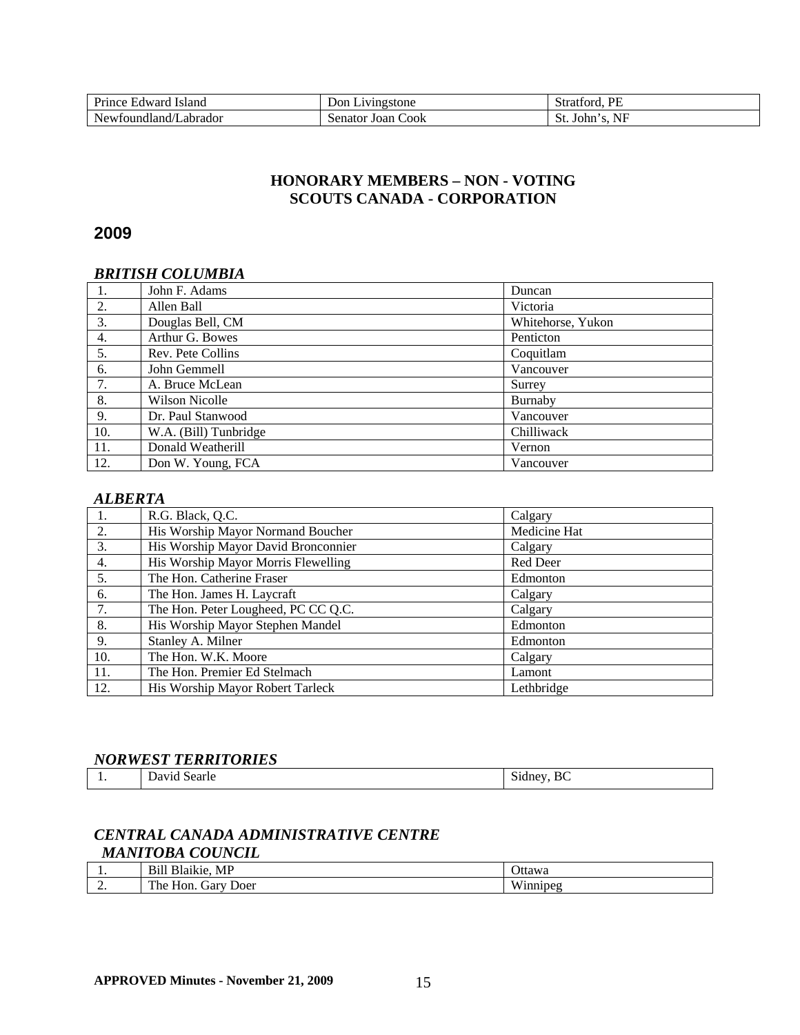| | | |
|---|---|---|
| Prince Edward Island | Don Livingstone | Stratford, PE |
| Newfoundland/Labrador | Senator Joan Cook | St. John's, NF |

**HONORARY MEMBERS – NON - VOTING**
**SCOUTS CANADA - CORPORATION**

## 2009

### *BRITISH COLUMBIA*

| | | |
|---|---|---|
| 1. | John F. Adams | Duncan |
| 2. | Allen Ball | Victoria |
| 3. | Douglas Bell, CM | Whitehorse, Yukon |
| 4. | Arthur G. Bowes | Penticton |
| 5. | Rev. Pete Collins | Coquitlam |
| 6. | John Gemmell | Vancouver |
| 7. | A. Bruce McLean | Surrey |
| 8. | Wilson Nicolle | Burnaby |
| 9. | Dr. Paul Stanwood | Vancouver |
| 10. | W.A. (Bill) Tunbridge | Chilliwack |
| 11. | Donald Weatherill | Vernon |
| 12. | Don W. Young, FCA | Vancouver |

### *ALBERTA*

| | | |
|---|---|---|
| 1. | R.G. Black, Q.C. | Calgary |
| 2. | His Worship Mayor Normand Boucher | Medicine Hat |
| 3. | His Worship Mayor David Bronconnier | Calgary |
| 4. | His Worship Mayor Morris Flewelling | Red Deer |
| 5. | The Hon. Catherine Fraser | Edmonton |
| 6. | The Hon. James H. Laycraft | Calgary |
| 7. | The Hon. Peter Lougheed, PC CC Q.C. | Calgary |
| 8. | His Worship Mayor Stephen Mandel | Edmonton |
| 9. | Stanley A. Milner | Edmonton |
| 10. | The Hon. W.K. Moore | Calgary |
| 11. | The Hon. Premier Ed Stelmach | Lamont |
| 12. | His Worship Mayor Robert Tarleck | Lethbridge |

### *NORWEST TERRITORIES*

| | | |
|---|---|---|
| 1. | David Searle | Sidney, BC |

### *CENTRAL CANADA ADMINISTRATIVE CENTRE*
### *MANITOBA COUNCIL*

| | | |
|---|---|---|
| 1. | Bill Blaikie, MP | Ottawa |
| 2. | The Hon. Gary Doer | Winnipeg |

**APPROVED Minutes - November 21, 2009**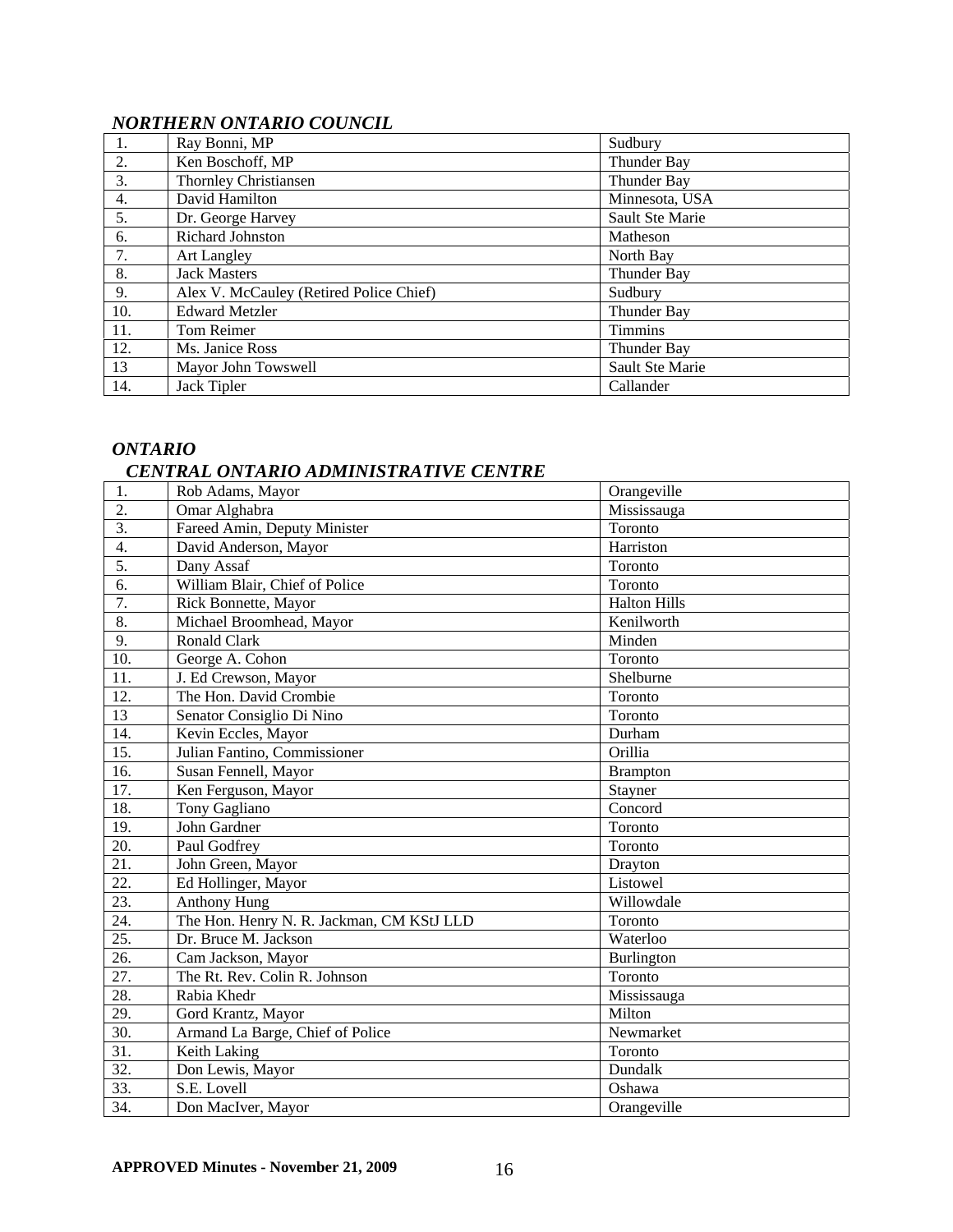### *NORTHERN ONTARIO COUNCIL*

| | | |
|---|---|---|
| 1. | Ray Bonni, MP | Sudbury |
| 2. | Ken Boschoff, MP | Thunder Bay |
| 3. | Thornley Christiansen | Thunder Bay |
| 4. | David Hamilton | Minnesota, USA |
| 5. | Dr. George Harvey | Sault Ste Marie |
| 6. | Richard Johnston | Matheson |
| 7. | Art Langley | North Bay |
| 8. | Jack Masters | Thunder Bay |
| 9. | Alex V. McCauley (Retired Police Chief) | Sudbury |
| 10. | Edward Metzler | Thunder Bay |
| 11. | Tom Reimer | Timmins |
| 12. | Ms. Janice Ross | Thunder Bay |
| 13 | Mayor John Towswell | Sault Ste Marie |
| 14. | Jack Tipler | Callander |

### *ONTARIO*

### *CENTRAL ONTARIO ADMINISTRATIVE CENTRE*

| | | |
|---|---|---|
| 1. | Rob Adams, Mayor | Orangeville |
| 2. | Omar Alghabra | Mississauga |
| 3. | Fareed Amin, Deputy Minister | Toronto |
| 4. | David Anderson, Mayor | Harriston |
| 5. | Dany Assaf | Toronto |
| 6. | William Blair, Chief of Police | Toronto |
| 7. | Rick Bonnette, Mayor | Halton Hills |
| 8. | Michael Broomhead, Mayor | Kenilworth |
| 9. | Ronald Clark | Minden |
| 10. | George A. Cohon | Toronto |
| 11. | J. Ed Crewson, Mayor | Shelburne |
| 12. | The Hon. David Crombie | Toronto |
| 13 | Senator Consiglio Di Nino | Toronto |
| 14. | Kevin Eccles, Mayor | Durham |
| 15. | Julian Fantino, Commissioner | Orillia |
| 16. | Susan Fennell, Mayor | Brampton |
| 17. | Ken Ferguson, Mayor | Stayner |
| 18. | Tony Gagliano | Concord |
| 19. | John Gardner | Toronto |
| 20. | Paul Godfrey | Toronto |
| 21. | John Green, Mayor | Drayton |
| 22. | Ed Hollinger, Mayor | Listowel |
| 23. | Anthony Hung | Willowdale |
| 24. | The Hon. Henry N. R. Jackman, CM KStJ LLD | Toronto |
| 25. | Dr. Bruce M. Jackson | Waterloo |
| 26. | Cam Jackson, Mayor | Burlington |
| 27. | The Rt. Rev. Colin R. Johnson | Toronto |
| 28. | Rabia Khedr | Mississauga |
| 29. | Gord Krantz, Mayor | Milton |
| 30. | Armand La Barge, Chief of Police | Newmarket |
| 31. | Keith Laking | Toronto |
| 32. | Don Lewis, Mayor | Dundalk |
| 33. | S.E. Lovell | Oshawa |
| 34. | Don MacIver, Mayor | Orangeville |

**APPROVED Minutes - November 21, 2009**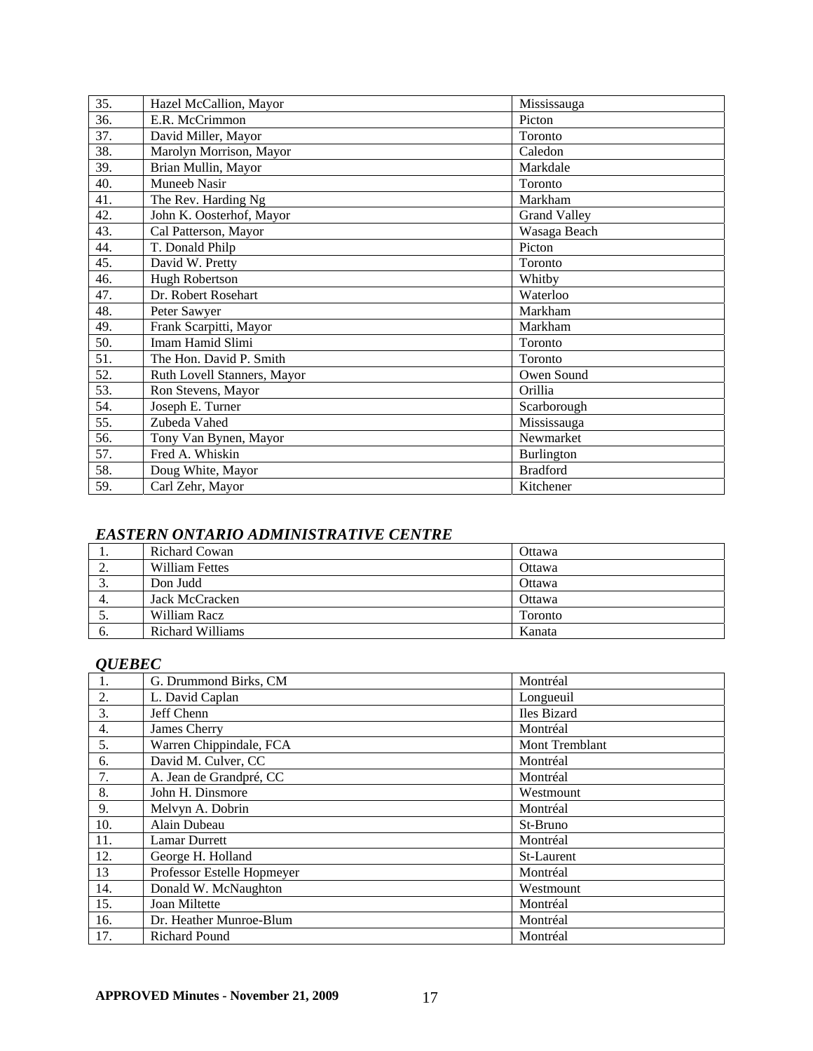| | | |
|---|---|---|
| 35. | Hazel McCallion, Mayor | Mississauga |
| 36. | E.R. McCrimmon | Picton |
| 37. | David Miller, Mayor | Toronto |
| 38. | Marolyn Morrison, Mayor | Caledon |
| 39. | Brian Mullin, Mayor | Markdale |
| 40. | Muneeb Nasir | Toronto |
| 41. | The Rev. Harding Ng | Markham |
| 42. | John K. Oosterhof, Mayor | Grand Valley |
| 43. | Cal Patterson, Mayor | Wasaga Beach |
| 44. | T. Donald Philp | Picton |
| 45. | David W. Pretty | Toronto |
| 46. | Hugh Robertson | Whitby |
| 47. | Dr. Robert Rosehart | Waterloo |
| 48. | Peter Sawyer | Markham |
| 49. | Frank Scarpitti, Mayor | Markham |
| 50. | Imam Hamid Slimi | Toronto |
| 51. | The Hon. David P. Smith | Toronto |
| 52. | Ruth Lovell Stanners, Mayor | Owen Sound |
| 53. | Ron Stevens, Mayor | Orillia |
| 54. | Joseph E. Turner | Scarborough |
| 55. | Zubeda Vahed | Mississauga |
| 56. | Tony Van Bynen, Mayor | Newmarket |
| 57. | Fred A. Whiskin | Burlington |
| 58. | Doug White, Mayor | Bradford |
| 59. | Carl Zehr, Mayor | Kitchener |

### *EASTERN ONTARIO ADMINISTRATIVE CENTRE*

| | | |
|---|---|---|
| 1. | Richard Cowan | Ottawa |
| 2. | William Fettes | Ottawa |
| 3. | Don Judd | Ottawa |
| 4. | Jack McCracken | Ottawa |
| 5. | William Racz | Toronto |
| 6. | Richard Williams | Kanata |

### *QUEBEC*

| | | |
|---|---|---|
| 1. | G. Drummond Birks, CM | Montréal |
| 2. | L. David Caplan | Longueuil |
| 3. | Jeff Chenn | Iles Bizard |
| 4. | James Cherry | Montréal |
| 5. | Warren Chippindale, FCA | Mont Tremblant |
| 6. | David M. Culver, CC | Montréal |
| 7. | A. Jean de Grandpré, CC | Montréal |
| 8. | John H. Dinsmore | Westmount |
| 9. | Melvyn A. Dobrin | Montréal |
| 10. | Alain Dubeau | St-Bruno |
| 11. | Lamar Durrett | Montréal |
| 12. | George H. Holland | St-Laurent |
| 13 | Professor Estelle Hopmeyer | Montréal |
| 14. | Donald W. McNaughton | Westmount |
| 15. | Joan Miltette | Montréal |
| 16. | Dr. Heather Munroe-Blum | Montréal |
| 17. | Richard Pound | Montréal |

**APPROVED Minutes - November 21, 2009**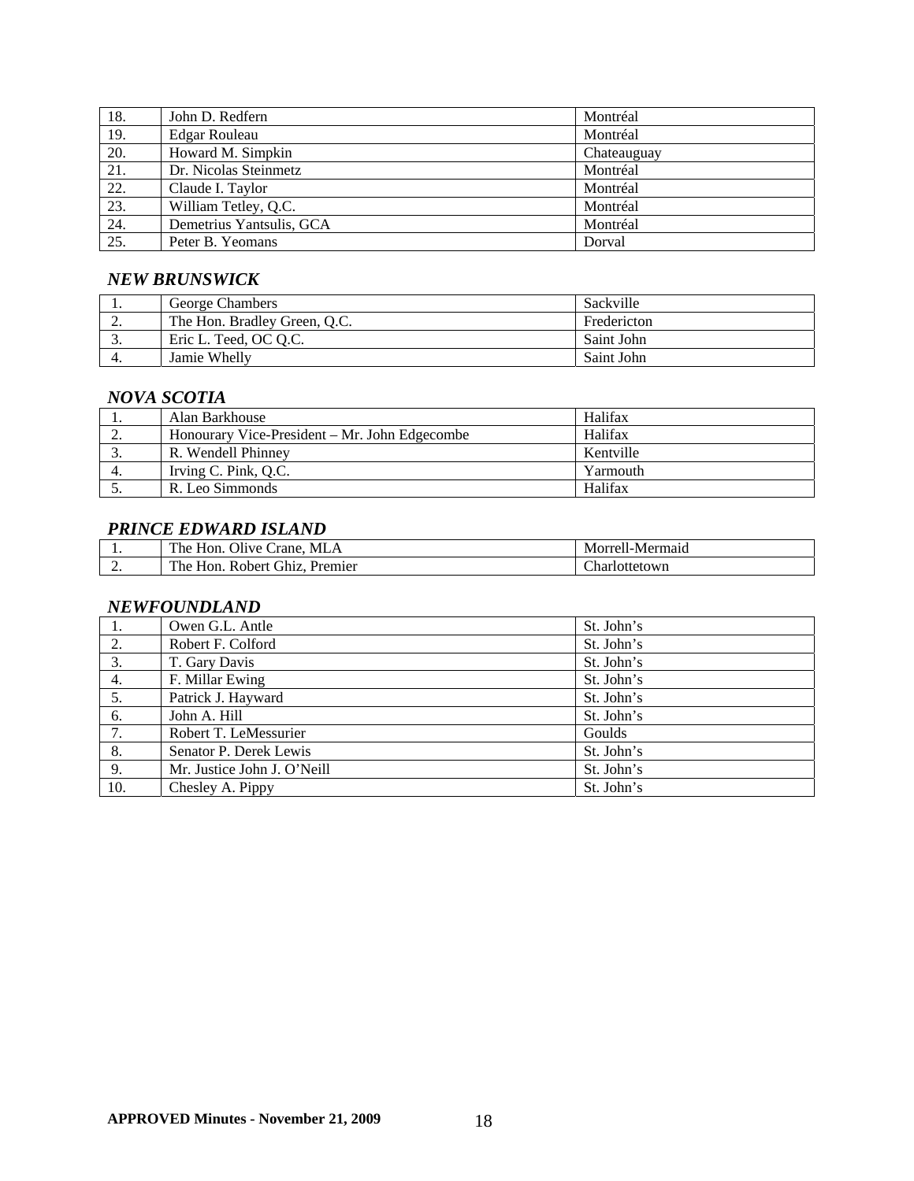| | | |
|---|---|---|
| 18. | John D. Redfern | Montréal |
| 19. | Edgar Rouleau | Montréal |
| 20. | Howard M. Simpkin | Chateauguay |
| 21. | Dr. Nicolas Steinmetz | Montréal |
| 22. | Claude I. Taylor | Montréal |
| 23. | William Tetley, Q.C. | Montréal |
| 24. | Demetrius Yantsulis, GCA | Montréal |
| 25. | Peter B. Yeomans | Dorval |

### *NEW BRUNSWICK*

| | | |
|---|---|---|
| 1. | George Chambers | Sackville |
| 2. | The Hon. Bradley Green, Q.C. | Fredericton |
| 3. | Eric L. Teed, OC Q.C. | Saint John |
| 4. | Jamie Whelly | Saint John |

### *NOVA SCOTIA*

| | | |
|---|---|---|
| 1. | Alan Barkhouse | Halifax |
| 2. | Honourary Vice-President – Mr. John Edgecombe | Halifax |
| 3. | R. Wendell Phinney | Kentville |
| 4. | Irving C. Pink, Q.C. | Yarmouth |
| 5. | R. Leo Simmonds | Halifax |

### *PRINCE EDWARD ISLAND*

| | | |
|---|---|---|
| 1. | The Hon. Olive Crane, MLA | Morrell-Mermaid |
| 2. | The Hon. Robert Ghiz, Premier | Charlottetown |

### *NEWFOUNDLAND*

| | | |
|---|---|---|
| 1. | Owen G.L. Antle | St. John's |
| 2. | Robert F. Colford | St. John's |
| 3. | T. Gary Davis | St. John's |
| 4. | F. Millar Ewing | St. John's |
| 5. | Patrick J. Hayward | St. John's |
| 6. | John A. Hill | St. John's |
| 7. | Robert T. LeMessurier | Goulds |
| 8. | Senator P. Derek Lewis | St. John's |
| 9. | Mr. Justice John J. O'Neill | St. John's |
| 10. | Chesley A. Pippy | St. John's |